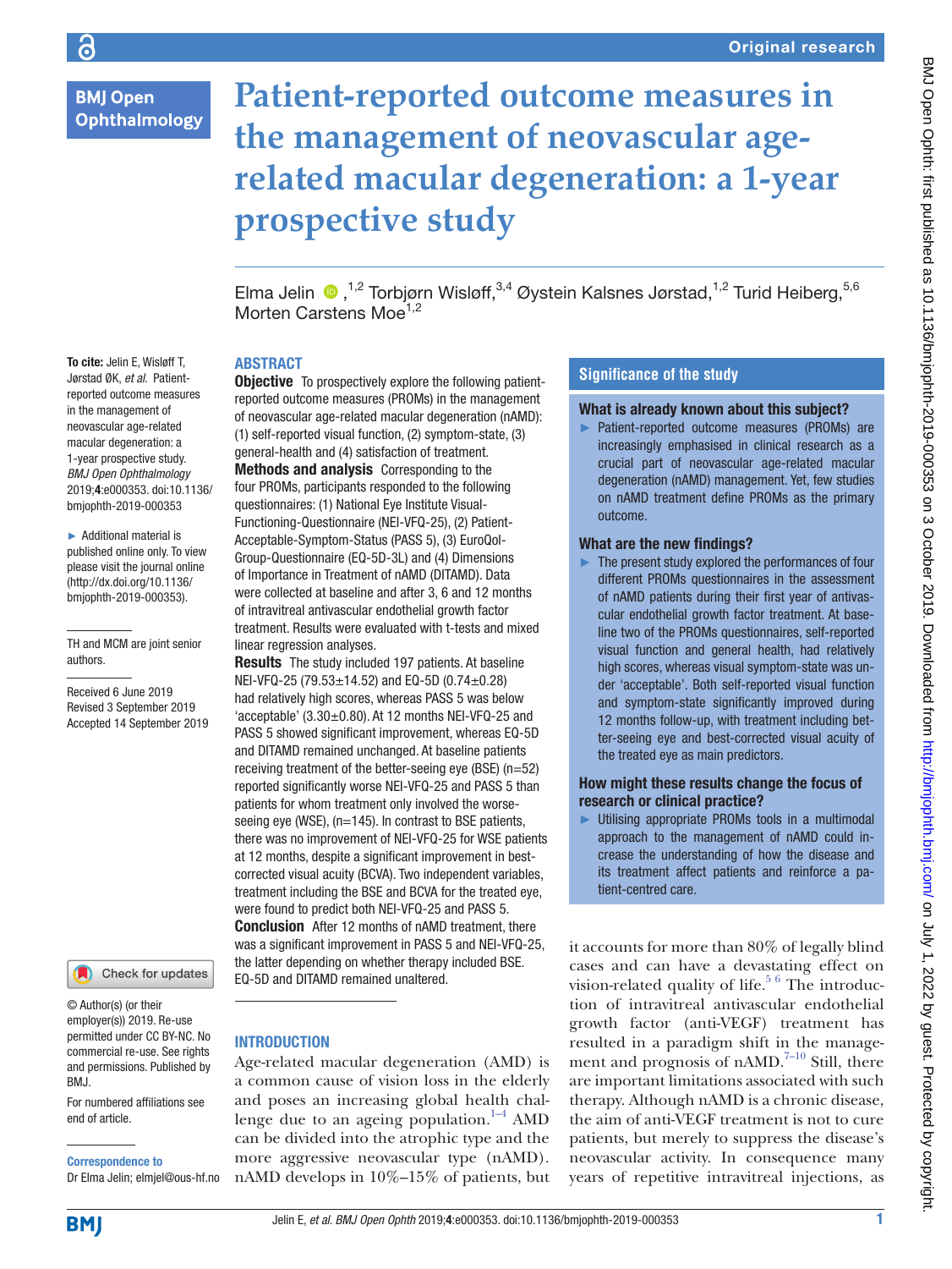Original research

# Patient-reported outcome measures in the management of neovascular age-related macular degeneration: a 1-year prospective study

Elma Jelin,[1,2] Torbjørn Wisløff,[3,4] Øystein Kalsnes Jørstad,[1,2] Turid Heiberg,[5,6] Morten Carstens Moe[1,2]

**To cite:** Jelin E, Wisløff T, Jørstad ØK, *et al*. Patient-reported outcome measures in the management of neovascular age-related macular degeneration: a 1-year prospective study. *BMJ Open Ophthalmology* 2019;**4**:e000353. doi:10.1136/bmjophth-2019-000353

► Additional material is published online only. To view please visit the journal online (http://dx.doi.org/10.1136/bmjophth-2019-000353).

TH and MCM are joint senior authors.

Received 6 June 2019
Revised 3 September 2019
Accepted 14 September 2019

© Author(s) (or their employer(s)) 2019. Re-use permitted under CC BY-NC. No commercial re-use. See rights and permissions. Published by BMJ.

For numbered affiliations see end of article.

**Correspondence to**
Dr Elma Jelin; elmjel@ous-hf.no

## ABSTRACT

**Objective** To prospectively explore the following patient-reported outcome measures (PROMs) in the management of neovascular age-related macular degeneration (nAMD): (1) self-reported visual function, (2) symptom-state, (3) general-health and (4) satisfaction of treatment.

**Methods and analysis** Corresponding to the four PROMs, participants responded to the following questionnaires: (1) National Eye Institute Visual-Functioning-Questionnaire (NEI-VFQ-25), (2) Patient-Acceptable-Symptom-Status (PASS 5), (3) EuroQol-Group-Questionnaire (EQ-5D-3L) and (4) Dimensions of Importance in Treatment of nAMD (DITAMD). Data were collected at baseline and after 3, 6 and 12 months of intravitreal antivascular endothelial growth factor treatment. Results were evaluated with t-tests and mixed linear regression analyses.

**Results** The study included 197 patients. At baseline NEI-VFQ-25 (79.53±14.52) and EQ-5D (0.74±0.28) had relatively high scores, whereas PASS 5 was below 'acceptable' (3.30±0.80). At 12 months NEI-VFQ-25 and PASS 5 showed significant improvement, whereas EQ-5D and DITAMD remained unchanged. At baseline patients receiving treatment of the better-seeing eye (BSE) (n=52) reported significantly worse NEI-VFQ-25 and PASS 5 than patients for whom treatment only involved the worse-seeing eye (WSE), (n=145). In contrast to BSE patients, there was no improvement of NEI-VFQ-25 for WSE patients at 12 months, despite a significant improvement in best-corrected visual acuity (BCVA). Two independent variables, treatment including the BSE and BCVA for the treated eye, were found to predict both NEI-VFQ-25 and PASS 5.

**Conclusion** After 12 months of nAMD treatment, there was a significant improvement in PASS 5 and NEI-VFQ-25, the latter depending on whether therapy included BSE. EQ-5D and DITAMD remained unaltered.

## Significance of the study

### What is already known about this subject?

► Patient-reported outcome measures (PROMs) are increasingly emphasised in clinical research as a crucial part of neovascular age-related macular degeneration (nAMD) management. Yet, few studies on nAMD treatment define PROMs as the primary outcome.

### What are the new findings?

► The present study explored the performances of four different PROMs questionnaires in the assessment of nAMD patients during their first year of antivascular endothelial growth factor treatment. At baseline two of the PROMs questionnaires, self-reported visual function and general health, had relatively high scores, whereas visual symptom-state was under 'acceptable'. Both self-reported visual function and symptom-state significantly improved during 12 months follow-up, with treatment including better-seeing eye and best-corrected visual acuity of the treated eye as main predictors.

### How might these results change the focus of research or clinical practice?

► Utilising appropriate PROMs tools in a multimodal approach to the management of nAMD could increase the understanding of how the disease and its treatment affect patients and reinforce a patient-centred care.

## INTRODUCTION

Age-related macular degeneration (AMD) is a common cause of vision loss in the elderly and poses an increasing global health challenge due to an ageing population.[1–4] AMD can be divided into the atrophic type and the more aggressive neovascular type (nAMD). nAMD develops in 10%–15% of patients, but it accounts for more than 80% of legally blind cases and can have a devastating effect on vision-related quality of life.[5 6] The introduction of intravitreal antivascular endothelial growth factor (anti-VEGF) treatment has resulted in a paradigm shift in the management and prognosis of nAMD.[7–10] Still, there are important limitations associated with such therapy. Although nAMD is a chronic disease, the aim of anti-VEGF treatment is not to cure patients, but merely to suppress the disease's neovascular activity. In consequence many years of repetitive intravitreal injections, as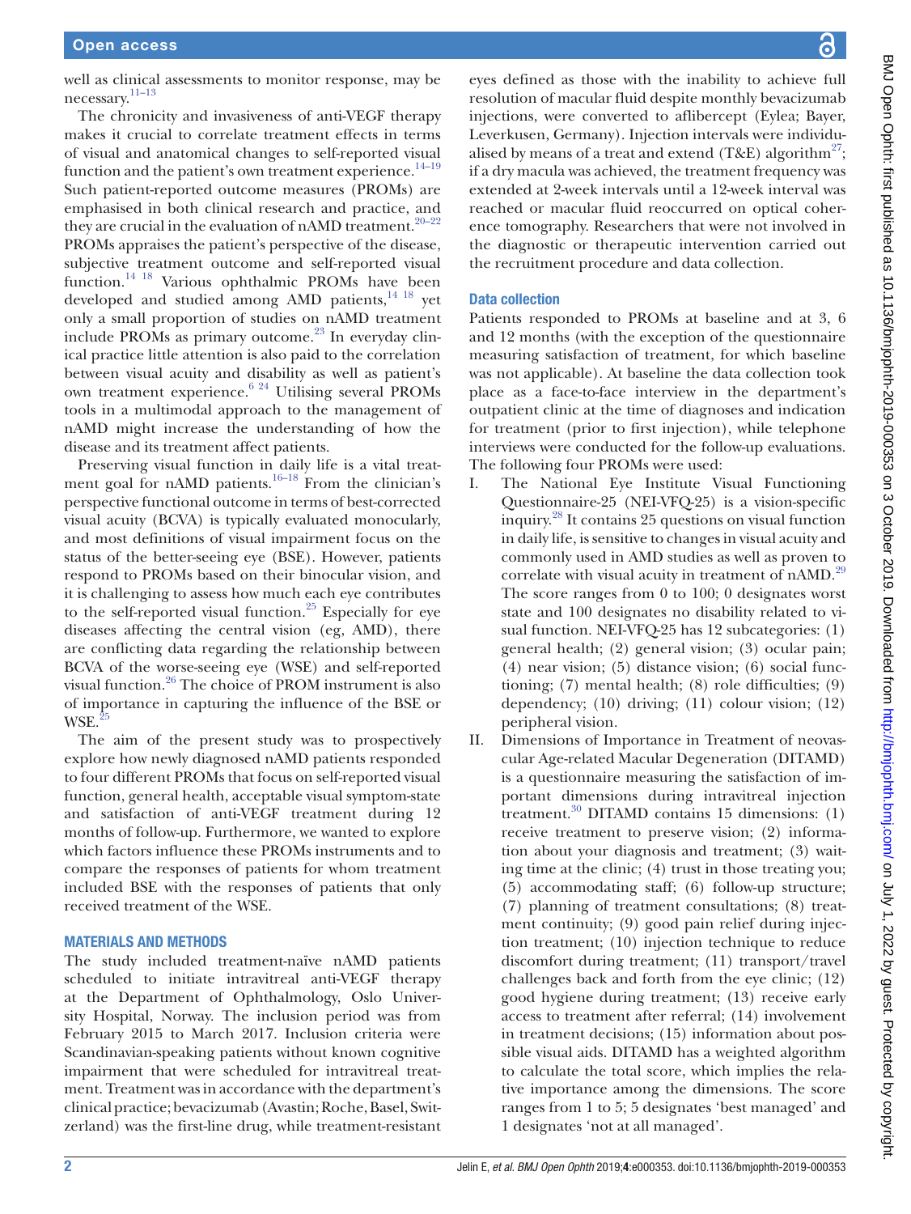well as clinical assessments to monitor response, may be necessary.[11–13]

The chronicity and invasiveness of anti-VEGF therapy makes it crucial to correlate treatment effects in terms of visual and anatomical changes to self-reported visual function and the patient's own treatment experience.[14–19] Such patient-reported outcome measures (PROMs) are emphasised in both clinical research and practice, and they are crucial in the evaluation of nAMD treatment.[20–22] PROMs appraises the patient's perspective of the disease, subjective treatment outcome and self-reported visual function.[14 18] Various ophthalmic PROMs have been developed and studied among AMD patients,[14 18] yet only a small proportion of studies on nAMD treatment include PROMs as primary outcome.[23] In everyday clinical practice little attention is also paid to the correlation between visual acuity and disability as well as patient's own treatment experience.[6 24] Utilising several PROMs tools in a multimodal approach to the management of nAMD might increase the understanding of how the disease and its treatment affect patients.

Preserving visual function in daily life is a vital treatment goal for nAMD patients.[16–18] From the clinician's perspective functional outcome in terms of best-corrected visual acuity (BCVA) is typically evaluated monocularly, and most definitions of visual impairment focus on the status of the better-seeing eye (BSE). However, patients respond to PROMs based on their binocular vision, and it is challenging to assess how much each eye contributes to the self-reported visual function.[25] Especially for eye diseases affecting the central vision (eg, AMD), there are conflicting data regarding the relationship between BCVA of the worse-seeing eye (WSE) and self-reported visual function.[26] The choice of PROM instrument is also of importance in capturing the influence of the BSE or WSE.[25]

The aim of the present study was to prospectively explore how newly diagnosed nAMD patients responded to four different PROMs that focus on self-reported visual function, general health, acceptable visual symptom-state and satisfaction of anti-VEGF treatment during 12 months of follow-up. Furthermore, we wanted to explore which factors influence these PROMs instruments and to compare the responses of patients for whom treatment included BSE with the responses of patients that only received treatment of the WSE.

## MATERIALS AND METHODS

The study included treatment-naïve nAMD patients scheduled to initiate intravitreal anti-VEGF therapy at the Department of Ophthalmology, Oslo University Hospital, Norway. The inclusion period was from February 2015 to March 2017. Inclusion criteria were Scandinavian-speaking patients without known cognitive impairment that were scheduled for intravitreal treatment. Treatment was in accordance with the department's clinical practice; bevacizumab (Avastin; Roche, Basel, Switzerland) was the first-line drug, while treatment-resistant eyes defined as those with the inability to achieve full resolution of macular fluid despite monthly bevacizumab injections, were converted to aflibercept (Eylea; Bayer, Leverkusen, Germany). Injection intervals were individualised by means of a treat and extend (T&E) algorithm[27]; if a dry macula was achieved, the treatment frequency was extended at 2-week intervals until a 12-week interval was reached or macular fluid reoccurred on optical coherence tomography. Researchers that were not involved in the diagnostic or therapeutic intervention carried out the recruitment procedure and data collection.

### Data collection

Patients responded to PROMs at baseline and at 3, 6 and 12 months (with the exception of the questionnaire measuring satisfaction of treatment, for which baseline was not applicable). At baseline the data collection took place as a face-to-face interview in the department's outpatient clinic at the time of diagnoses and indication for treatment (prior to first injection), while telephone interviews were conducted for the follow-up evaluations. The following four PROMs were used:

I. The National Eye Institute Visual Functioning Questionnaire-25 (NEI-VFQ-25) is a vision-specific inquiry.[28] It contains 25 questions on visual function in daily life, is sensitive to changes in visual acuity and commonly used in AMD studies as well as proven to correlate with visual acuity in treatment of nAMD.[29] The score ranges from 0 to 100; 0 designates worst state and 100 designates no disability related to visual function. NEI-VFQ-25 has 12 subcategories: (1) general health; (2) general vision; (3) ocular pain; (4) near vision; (5) distance vision; (6) social functioning; (7) mental health; (8) role difficulties; (9) dependency; (10) driving; (11) colour vision; (12) peripheral vision.

II. Dimensions of Importance in Treatment of neovascular Age-related Macular Degeneration (DITAMD) is a questionnaire measuring the satisfaction of important dimensions during intravitreal injection treatment.[30] DITAMD contains 15 dimensions: (1) receive treatment to preserve vision; (2) information about your diagnosis and treatment; (3) waiting time at the clinic; (4) trust in those treating you; (5) accommodating staff; (6) follow-up structure; (7) planning of treatment consultations; (8) treatment continuity; (9) good pain relief during injection treatment; (10) injection technique to reduce discomfort during treatment; (11) transport/travel challenges back and forth from the eye clinic; (12) good hygiene during treatment; (13) receive early access to treatment after referral; (14) involvement in treatment decisions; (15) information about possible visual aids. DITAMD has a weighted algorithm to calculate the total score, which implies the relative importance among the dimensions. The score ranges from 1 to 5; 5 designates 'best managed' and 1 designates 'not at all managed'.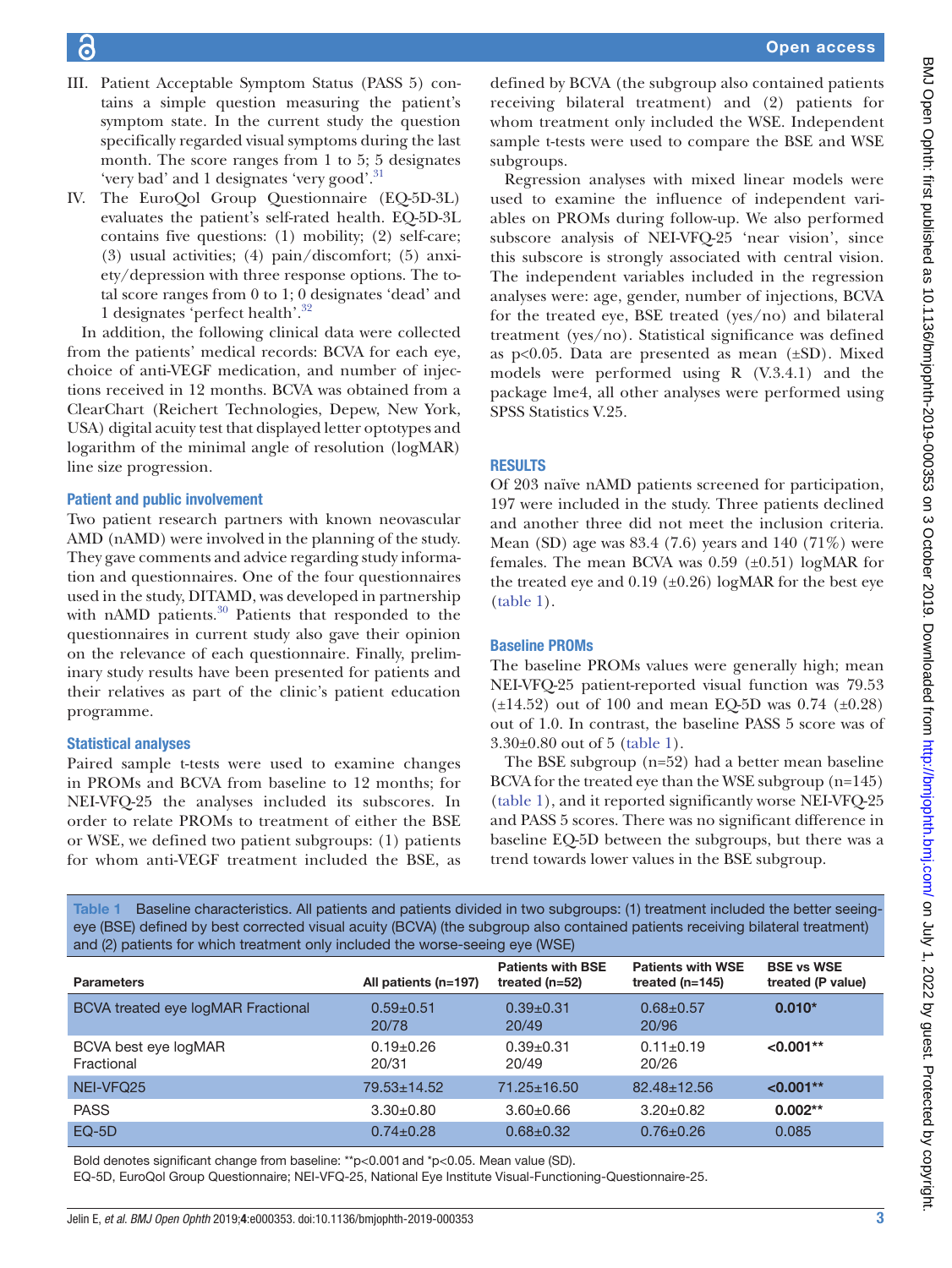III. Patient Acceptable Symptom Status (PASS 5) contains a simple question measuring the patient's symptom state. In the current study the question specifically regarded visual symptoms during the last month. The score ranges from 1 to 5; 5 designates 'very bad' and 1 designates 'very good'.[31]

IV. The EuroQol Group Questionnaire (EQ-5D-3L) evaluates the patient's self-rated health. EQ-5D-3L contains five questions: (1) mobility; (2) self-care; (3) usual activities; (4) pain/discomfort; (5) anxiety/depression with three response options. The total score ranges from 0 to 1; 0 designates 'dead' and 1 designates 'perfect health'.[32]

In addition, the following clinical data were collected from the patients' medical records: BCVA for each eye, choice of anti-VEGF medication, and number of injections received in 12 months. BCVA was obtained from a ClearChart (Reichert Technologies, Depew, New York, USA) digital acuity test that displayed letter optotypes and logarithm of the minimal angle of resolution (logMAR) line size progression.

### Patient and public involvement

Two patient research partners with known neovascular AMD (nAMD) were involved in the planning of the study. They gave comments and advice regarding study information and questionnaires. One of the four questionnaires used in the study, DITAMD, was developed in partnership with nAMD patients.[30] Patients that responded to the questionnaires in current study also gave their opinion on the relevance of each questionnaire. Finally, preliminary study results have been presented for patients and their relatives as part of the clinic's patient education programme.

### Statistical analyses

Paired sample t-tests were used to examine changes in PROMs and BCVA from baseline to 12 months; for NEI-VFQ-25 the analyses included its subscores. In order to relate PROMs to treatment of either the BSE or WSE, we defined two patient subgroups: (1) patients for whom anti-VEGF treatment included the BSE, as defined by BCVA (the subgroup also contained patients receiving bilateral treatment) and (2) patients for whom treatment only included the WSE. Independent sample t-tests were used to compare the BSE and WSE subgroups.

Regression analyses with mixed linear models were used to examine the influence of independent variables on PROMs during follow-up. We also performed subscore analysis of NEI-VFQ-25 'near vision', since this subscore is strongly associated with central vision. The independent variables included in the regression analyses were: age, gender, number of injections, BCVA for the treated eye, BSE treated (yes/no) and bilateral treatment (yes/no). Statistical significance was defined as $p<0.05$. Data are presented as mean (±SD). Mixed models were performed using R (V.3.4.1) and the package lme4, all other analyses were performed using SPSS Statistics V.25.

## RESULTS

Of 203 naïve nAMD patients screened for participation, 197 were included in the study. Three patients declined and another three did not meet the inclusion criteria. Mean (SD) age was 83.4 (7.6) years and 140 (71%) were females. The mean BCVA was 0.59 (±0.51) logMAR for the treated eye and 0.19 (±0.26) logMAR for the best eye (table 1).

### Baseline PROMs

The baseline PROMs values were generally high; mean NEI-VFQ-25 patient-reported visual function was 79.53 (±14.52) out of 100 and mean EQ-5D was 0.74 (±0.28) out of 1.0. In contrast, the baseline PASS 5 score was of 3.30±0.80 out of 5 (table 1).

The BSE subgroup (n=52) had a better mean baseline BCVA for the treated eye than the WSE subgroup (n=145) (table 1), and it reported significantly worse NEI-VFQ-25 and PASS 5 scores. There was no significant difference in baseline EQ-5D between the subgroups, but there was a trend towards lower values in the BSE subgroup.

Table 1 Baseline characteristics. All patients and patients divided in two subgroups: (1) treatment included the better seeing-eye (BSE) defined by best corrected visual acuity (BCVA) (the subgroup also contained patients receiving bilateral treatment) and (2) patients for which treatment only included the worse-seeing eye (WSE)

| Parameters | All patients (n=197) | Patients with BSE treated (n=52) | Patients with WSE treated (n=145) | BSE vs WSE treated (P value) |
|---|---|---|---|---|
| BCVA treated eye logMAR Fractional | 0.59±0.51 20/78 | 0.39±0.31 20/49 | 0.68±0.57 20/96 | **0.010*** |
| BCVA best eye logMAR Fractional | 0.19±0.26 20/31 | 0.39±0.31 20/49 | 0.11±0.19 20/26 | **<0.001**** |
| NEI-VFQ25 | 79.53±14.52 | 71.25±16.50 | 82.48±12.56 | **<0.001**** |
| PASS | 3.30±0.80 | 3.60±0.66 | 3.20±0.82 | **0.002**** |
| EQ-5D | 0.74±0.28 | 0.68±0.32 | 0.76±0.26 | 0.085 |

Bold denotes significant change from baseline: **p<0.001 and *p<0.05. Mean value (SD).

EQ-5D, EuroQol Group Questionnaire; NEI-VFQ-25, National Eye Institute Visual-Functioning-Questionnaire-25.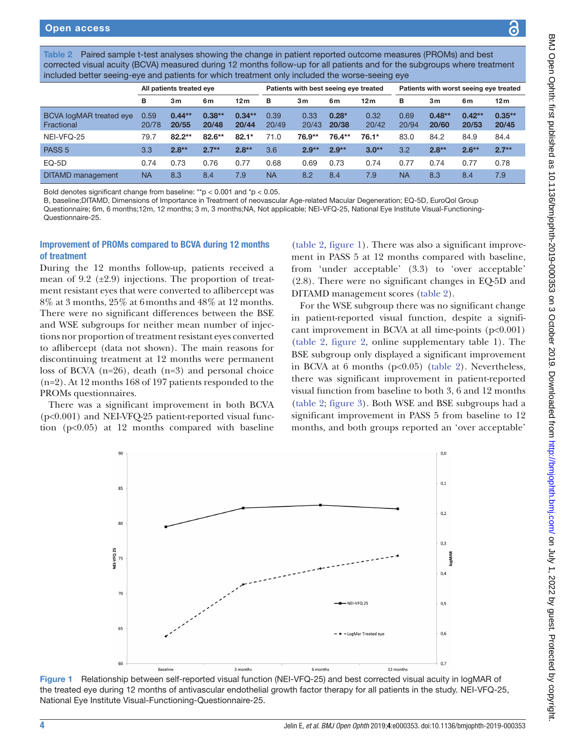**Table 2** Paired sample t-test analyses showing the change in patient reported outcome measures (PROMs) and best corrected visual acuity (BCVA) measured during 12 months follow-up for all patients and for the subgroups where treatment included better seeing-eye and patients for which treatment only included the worse-seeing eye

| | All patients treated eye | | | | Patients with best seeing eye treated | | | | Patients with worst seeing eye treated | | | |
|---|---|---|---|---|---|---|---|---|---|---|---|---|
| | B | 3m | 6m | 12m | B | 3m | 6m | 12m | B | 3m | 6m | 12m |
| BCVA logMAR treated eye Fractional | 0.59 20/78 | **0.44**** **20/55** | **0.38**** **20/48** | **0.34**** **20/44** | 0.39 20/49 | 0.33 20/43 | **0.28*** **20/38** | 0.32 20/42 | 0.69 20/94 | **0.48**** **20/60** | **0.42**** **20/53** | **0.35**** **20/45** |
| NEI-VFQ-25 | 79.7 | **82.2**** | **82.6**** | **82.1*** | 71.0 | **76.9**** | **76.4**** | **76.1*** | 83.0 | 84.2 | 84.9 | 84.4 |
| PASS 5 | 3.3 | **2.8**** | **2.7**** | **2.8**** | 3.6 | **2.9**** | **2.9**** | **3.0**** | 3.2 | **2.8**** | **2.6**** | **2.7**** |
| EQ-5D | 0.74 | 0.73 | 0.76 | 0.77 | 0.68 | 0.69 | 0.73 | 0.74 | 0.77 | 0.74 | 0.77 | 0.78 |
| DITAMD management | NA | 8.3 | 8.4 | 7.9 | NA | 8.2 | 8.4 | 7.9 | NA | 8.3 | 8.4 | 7.9 |

Bold denotes significant change from baseline: **p < 0.001 and *p < 0.05.

B, baseline;DITAMD, Dimensions of Importance in Treatment of neovascular Age-related Macular Degeneration; EQ-5D, EuroQol Group Questionnaire; 6m, 6 months;12m, 12 months; 3 m, 3 months;NA, Not applicable; NEI-VFQ-25, National Eye Institute Visual-Functioning-Questionnaire-25.

### Improvement of PROMs compared to BCVA during 12 months of treatment

During the 12 months follow-up, patients received a mean of 9.2 (±2.9) injections. The proportion of treatment resistant eyes that were converted to aflibercept was 8% at 3 months, 25% at 6 months and 48% at 12 months. There were no significant differences between the BSE and WSE subgroups for neither mean number of injections nor proportion of treatment resistant eyes converted to aflibercept (data not shown). The main reasons for discontinuing treatment at 12 months were permanent loss of BCVA (n=26), death (n=3) and personal choice (n=2). At 12 months 168 of 197 patients responded to the PROMs questionnaires.

There was a significant improvement in both BCVA ($p<0.001$) and NEI-VFQ-25 patient-reported visual function ($p<0.05$) at 12 months compared with baseline (table 2, figure 1). There was also a significant improvement in PASS 5 at 12 months compared with baseline, from 'under acceptable' (3.3) to 'over acceptable' (2.8). There were no significant changes in EQ-5D and DITAMD management scores (table 2).

For the WSE subgroup there was no significant change in patient-reported visual function, despite a significant improvement in BCVA at all time-points ($p<0.001$) (table 2, figure 2, online supplementary table 1). The BSE subgroup only displayed a significant improvement in BCVA at 6 months ($p<0.05$) (table 2). Nevertheless, there was significant improvement in patient-reported visual function from baseline to both 3, 6 and 12 months (table 2; figure 3). Both WSE and BSE subgroups had a significant improvement in PASS 5 from baseline to 12 months, and both groups reported an 'over acceptable'

**Figure 1** Relationship between self-reported visual function (NEI-VFQ-25) and best corrected visual acuity in logMAR of the treated eye during 12 months of antivascular endothelial growth factor therapy for all patients in the study. NEI-VFQ-25, National Eye Institute Visual-Functioning-Questionnaire-25.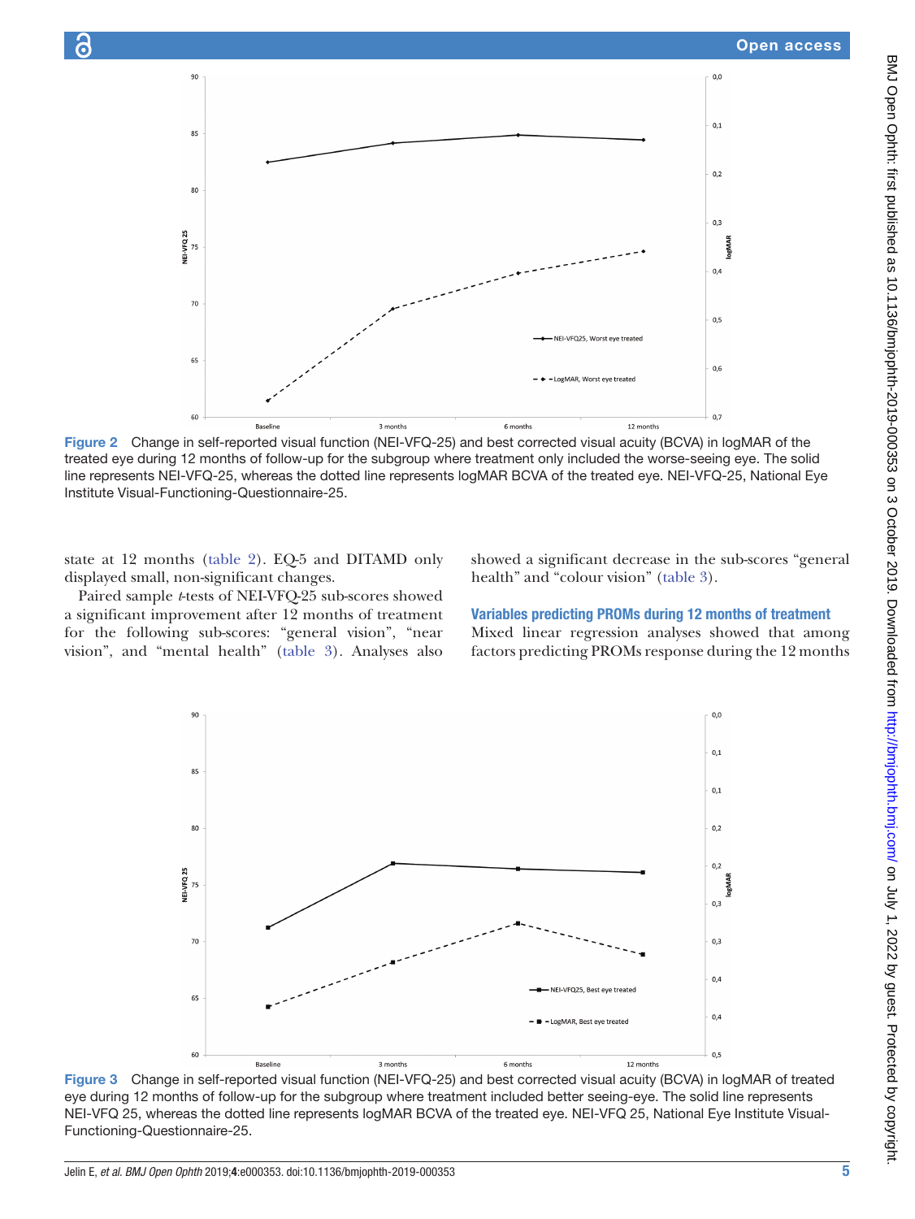Figure 2 Change in self-reported visual function (NEI-VFQ-25) and best corrected visual acuity (BCVA) in logMAR of the treated eye during 12 months of follow-up for the subgroup where treatment only included the worse-seeing eye. The solid line represents NEI-VFQ-25, whereas the dotted line represents logMAR BCVA of the treated eye. NEI-VFQ-25, National Eye Institute Visual-Functioning-Questionnaire-25.

state at 12 months (table 2). EQ-5 and DITAMD only displayed small, non-significant changes.

Paired sample *t*-tests of NEI-VFQ-25 sub-scores showed a significant improvement after 12 months of treatment for the following sub-scores: "general vision", "near vision", and "mental health" (table 3). Analyses also showed a significant decrease in the sub-scores "general health" and "colour vision" (table 3).

## Variables predicting PROMs during 12 months of treatment

Mixed linear regression analyses showed that among factors predicting PROMs response during the 12 months

Figure 3 Change in self-reported visual function (NEI-VFQ-25) and best corrected visual acuity (BCVA) in logMAR of treated eye during 12 months of follow-up for the subgroup where treatment included better seeing-eye. The solid line represents NEI-VFQ 25, whereas the dotted line represents logMAR BCVA of the treated eye. NEI-VFQ 25, National Eye Institute Visual-Functioning-Questionnaire-25.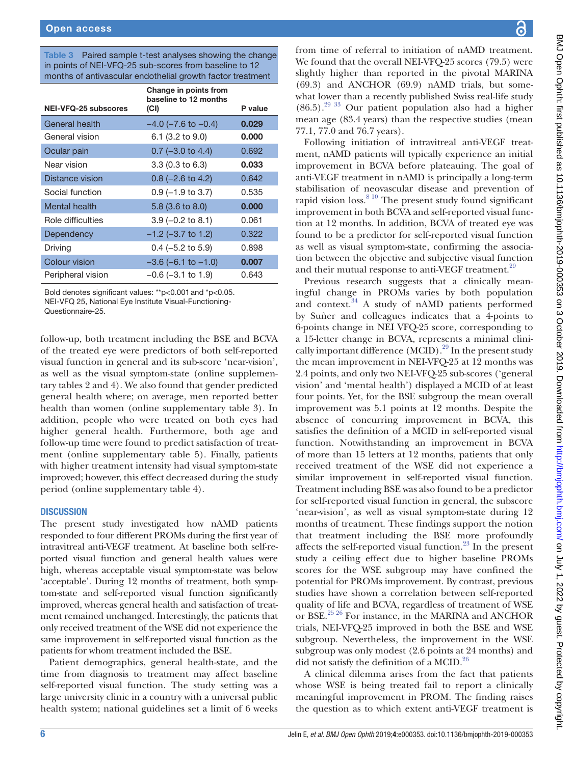**Table 3** Paired sample t-test analyses showing the change in points of NEI-VFQ-25 sub-scores from baseline to 12 months of antivascular endothelial growth factor treatment

| NEI-VFQ-25 subscores | Change in points from baseline to 12 months (CI) | P value |
|---|---|---|
| General health | −4.0 (−7.6 to −0.4) | **0.029** |
| General vision | 6.1 (3.2 to 9.0) | **0.000** |
| Ocular pain | 0.7 (−3.0 to 4.4) | 0.692 |
| Near vision | 3.3 (0.3 to 6.3) | **0.033** |
| Distance vision | 0.8 (−2.6 to 4.2) | 0.642 |
| Social function | 0.9 (−1.9 to 3.7) | 0.535 |
| Mental health | 5.8 (3.6 to 8.0) | **0.000** |
| Role difficulties | 3.9 (−0.2 to 8.1) | 0.061 |
| Dependency | −1.2 (−3.7 to 1.2) | 0.322 |
| Driving | 0.4 (−5.2 to 5.9) | 0.898 |
| Colour vision | −3.6 (−6.1 to −1.0) | **0.007** |
| Peripheral vision | −0.6 (−3.1 to 1.9) | 0.643 |

Bold denotes significant values: **p<0.001 and *p<0.05.
NEI-VFQ 25, National Eye Institute Visual-Functioning-Questionnaire-25.

follow-up, both treatment including the BSE and BCVA of the treated eye were predictors of both self-reported visual function in general and its sub-score 'near-vision', as well as the visual symptom-state (online supplementary tables 2 and 4). We also found that gender predicted general health where; on average, men reported better health than women (online supplementary table 3). In addition, people who were treated on both eyes had higher general health. Furthermore, both age and follow-up time were found to predict satisfaction of treatment (online supplementary table 5). Finally, patients with higher treatment intensity had visual symptom-state improved; however, this effect decreased during the study period (online supplementary table 4).

## DISCUSSION

The present study investigated how nAMD patients responded to four different PROMs during the first year of intravitreal anti-VEGF treatment. At baseline both self-reported visual function and general health values were high, whereas acceptable visual symptom-state was below 'acceptable'. During 12 months of treatment, both symptom-state and self-reported visual function significantly improved, whereas general health and satisfaction of treatment remained unchanged. Interestingly, the patients that only received treatment of the WSE did not experience the same improvement in self-reported visual function as the patients for whom treatment included the BSE.

Patient demographics, general health-state, and the time from diagnosis to treatment may affect baseline self-reported visual function. The study setting was a large university clinic in a country with a universal public health system; national guidelines set a limit of 6 weeks from time of referral to initiation of nAMD treatment. We found that the overall NEI-VFQ-25 scores (79.5) were slightly higher than reported in the pivotal MARINA (69.3) and ANCHOR (69.9) nAMD trials, but somewhat lower than a recently published Swiss real-life study (86.5).[29 33] Our patient population also had a higher mean age (83.4 years) than the respective studies (mean 77.1, 77.0 and 76.7 years).

Following initiation of intravitreal anti-VEGF treatment, nAMD patients will typically experience an initial improvement in BCVA before plateauing. The goal of anti-VEGF treatment in nAMD is principally a long-term stabilisation of neovascular disease and prevention of rapid vision loss.[8 10] The present study found significant improvement in both BCVA and self-reported visual function at 12 months. In addition, BCVA of treated eye was found to be a predictor for self-reported visual function as well as visual symptom-state, confirming the association between the objective and subjective visual function and their mutual response to anti-VEGF treatment.[29]

Previous research suggests that a clinically meaningful change in PROMs varies by both population and context.[34] A study of nAMD patients performed by Suñer and colleagues indicates that a 4-points to 6-points change in NEI VFQ-25 score, corresponding to a 15-letter change in BCVA, represents a minimal clinically important difference (MCID).[29] In the present study the mean improvement in NEI-VFQ-25 at 12 months was 2.4 points, and only two NEI-VFQ-25 sub-scores ('general vision' and 'mental health') displayed a MCID of at least four points. Yet, for the BSE subgroup the mean overall improvement was 5.1 points at 12 months. Despite the absence of concurring improvement in BCVA, this satisfies the definition of a MCID in self-reported visual function. Notwithstanding an improvement in BCVA of more than 15 letters at 12 months, patients that only received treatment of the WSE did not experience a similar improvement in self-reported visual function. Treatment including BSE was also found to be a predictor for self-reported visual function in general, the subscore 'near-vision', as well as visual symptom-state during 12 months of treatment. These findings support the notion that treatment including the BSE more profoundly affects the self-reported visual function.[23] In the present study a ceiling effect due to higher baseline PROMs scores for the WSE subgroup may have confined the potential for PROMs improvement. By contrast, previous studies have shown a correlation between self-reported quality of life and BCVA, regardless of treatment of WSE or BSE.[25 26] For instance, in the MARINA and ANCHOR trials, NEI-VFQ-25 improved in both the BSE and WSE subgroup. Nevertheless, the improvement in the WSE subgroup was only modest (2.6 points at 24 months) and did not satisfy the definition of a MCID.[26]

A clinical dilemma arises from the fact that patients whose WSE is being treated fail to report a clinically meaningful improvement in PROM. The finding raises the question as to which extent anti-VEGF treatment is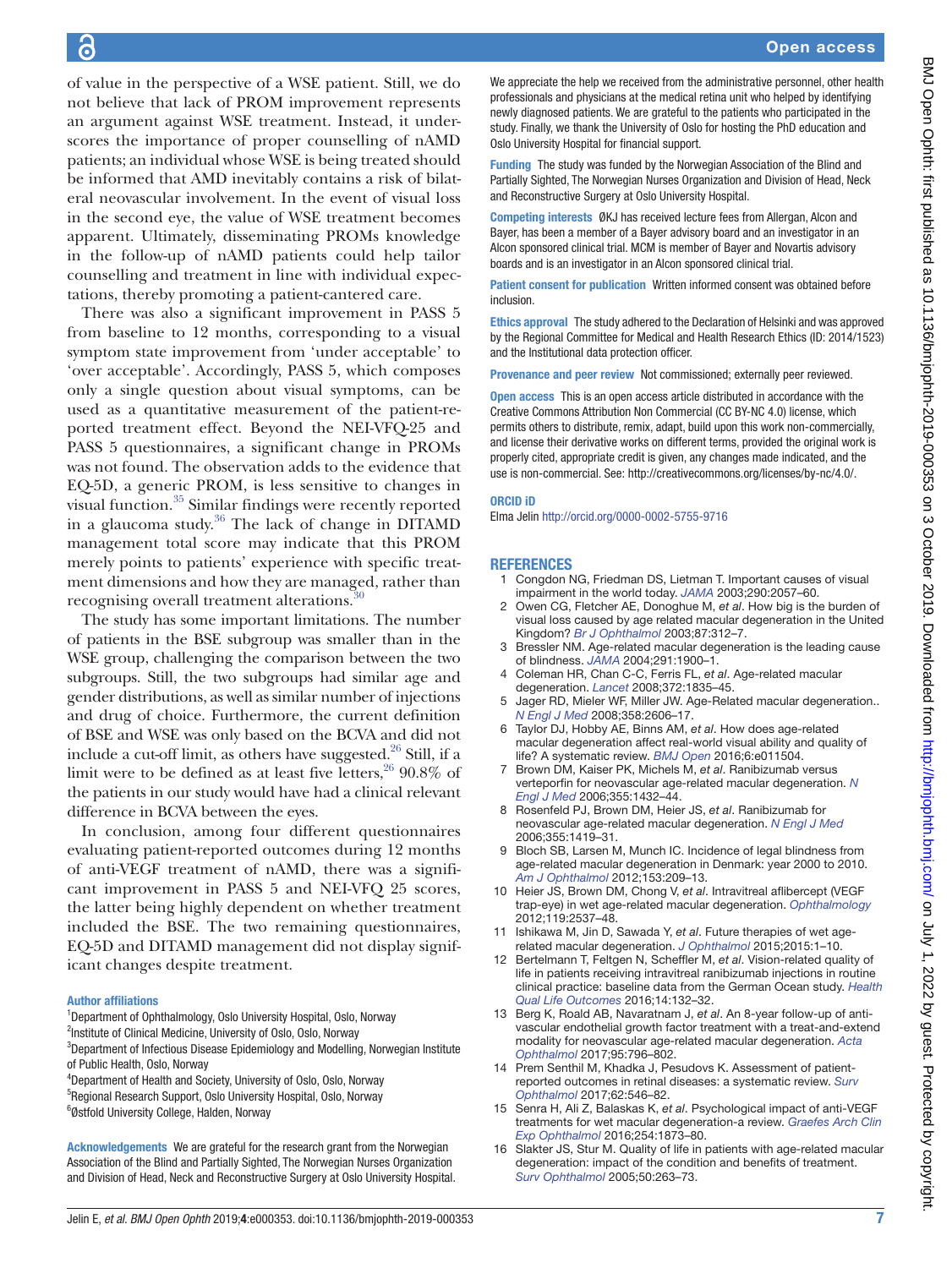of value in the perspective of a WSE patient. Still, we do not believe that lack of PROM improvement represents an argument against WSE treatment. Instead, it underscores the importance of proper counselling of nAMD patients; an individual whose WSE is being treated should be informed that AMD inevitably contains a risk of bilateral neovascular involvement. In the event of visual loss in the second eye, the value of WSE treatment becomes apparent. Ultimately, disseminating PROMs knowledge in the follow-up of nAMD patients could help tailor counselling and treatment in line with individual expectations, thereby promoting a patient-cantered care.

There was also a significant improvement in PASS 5 from baseline to 12 months, corresponding to a visual symptom state improvement from 'under acceptable' to 'over acceptable'. Accordingly, PASS 5, which composes only a single question about visual symptoms, can be used as a quantitative measurement of the patient-reported treatment effect. Beyond the NEI-VFQ-25 and PASS 5 questionnaires, a significant change in PROMs was not found. The observation adds to the evidence that EQ-5D, a generic PROM, is less sensitive to changes in visual function.[35] Similar findings were recently reported in a glaucoma study.[36] The lack of change in DITAMD management total score may indicate that this PROM merely points to patients' experience with specific treatment dimensions and how they are managed, rather than recognising overall treatment alterations.[30]

The study has some important limitations. The number of patients in the BSE subgroup was smaller than in the WSE group, challenging the comparison between the two subgroups. Still, the two subgroups had similar age and gender distributions, as well as similar number of injections and drug of choice. Furthermore, the current definition of BSE and WSE was only based on the BCVA and did not include a cut-off limit, as others have suggested.[26] Still, if a limit were to be defined as at least five letters,[26] 90.8% of the patients in our study would have had a clinical relevant difference in BCVA between the eyes.

In conclusion, among four different questionnaires evaluating patient-reported outcomes during 12 months of anti-VEGF treatment of nAMD, there was a significant improvement in PASS 5 and NEI-VFQ 25 scores, the latter being highly dependent on whether treatment included the BSE. The two remaining questionnaires, EQ-5D and DITAMD management did not display significant changes despite treatment.

**Author affiliations**

[1]Department of Ophthalmology, Oslo University Hospital, Oslo, Norway
[2]Institute of Clinical Medicine, University of Oslo, Oslo, Norway
[3]Department of Infectious Disease Epidemiology and Modelling, Norwegian Institute of Public Health, Oslo, Norway
[4]Department of Health and Society, University of Oslo, Oslo, Norway
[5]Regional Research Support, Oslo University Hospital, Oslo, Norway
[6]Østfold University College, Halden, Norway

**Acknowledgements** We are grateful for the research grant from the Norwegian Association of the Blind and Partially Sighted, The Norwegian Nurses Organization and Division of Head, Neck and Reconstructive Surgery at Oslo University Hospital. We appreciate the help we received from the administrative personnel, other health professionals and physicians at the medical retina unit who helped by identifying newly diagnosed patients. We are grateful to the patients who participated in the study. Finally, we thank the University of Oslo for hosting the PhD education and Oslo University Hospital for financial support.

**Funding** The study was funded by the Norwegian Association of the Blind and Partially Sighted, The Norwegian Nurses Organization and Division of Head, Neck and Reconstructive Surgery at Oslo University Hospital.

**Competing interests** ØKJ has received lecture fees from Allergan, Alcon and Bayer, has been a member of a Bayer advisory board and an investigator in an Alcon sponsored clinical trial. MCM is member of Bayer and Novartis advisory boards and is an investigator in an Alcon sponsored clinical trial.

**Patient consent for publication** Written informed consent was obtained before inclusion.

**Ethics approval** The study adhered to the Declaration of Helsinki and was approved by the Regional Committee for Medical and Health Research Ethics (ID: 2014/1523) and the Institutional data protection officer.

**Provenance and peer review** Not commissioned; externally peer reviewed.

**Open access** This is an open access article distributed in accordance with the Creative Commons Attribution Non Commercial (CC BY-NC 4.0) license, which permits others to distribute, remix, adapt, build upon this work non-commercially, and license their derivative works on different terms, provided the original work is properly cited, appropriate credit is given, any changes made indicated, and the use is non-commercial. See: http://creativecommons.org/licenses/by-nc/4.0/.

**ORCID iD**

Elma Jelin http://orcid.org/0000-0002-5755-9716

## REFERENCES

1. Congdon NG, Friedman DS, Lietman T. Important causes of visual impairment in the world today. *JAMA* 2003;290:2057–60.
2. Owen CG, Fletcher AE, Donoghue M, *et al*. How big is the burden of visual loss caused by age related macular degeneration in the United Kingdom? *Br J Ophthalmol* 2003;87:312–7.
3. Bressler NM. Age-related macular degeneration is the leading cause of blindness. *JAMA* 2004;291:1900–1.
4. Coleman HR, Chan C-C, Ferris FL, *et al*. Age-related macular degeneration. *Lancet* 2008;372:1835–45.
5. Jager RD, Mieler WF, Miller JW. Age-Related macular degeneration.. *N Engl J Med* 2008;358:2606–17.
6. Taylor DJ, Hobby AE, Binns AM, *et al*. How does age-related macular degeneration affect real-world visual ability and quality of life? A systematic review. *BMJ Open* 2016;6:e011504.
7. Brown DM, Kaiser PK, Michels M, *et al*. Ranibizumab versus verteporfin for neovascular age-related macular degeneration. *N Engl J Med* 2006;355:1432–44.
8. Rosenfeld PJ, Brown DM, Heier JS, *et al*. Ranibizumab for neovascular age-related macular degeneration. *N Engl J Med* 2006;355:1419–31.
9. Bloch SB, Larsen M, Munch IC. Incidence of legal blindness from age-related macular degeneration in Denmark: year 2000 to 2010. *Am J Ophthalmol* 2012;153:209–13.
10. Heier JS, Brown DM, Chong V, *et al*. Intravitreal aflibercept (VEGF trap-eye) in wet age-related macular degeneration. *Ophthalmology* 2012;119:2537–48.
11. Ishikawa M, Jin D, Sawada Y, *et al*. Future therapies of wet age-related macular degeneration. *J Ophthalmol* 2015;2015:1–10.
12. Bertelmann T, Feltgen N, Scheffler M, *et al*. Vision-related quality of life in patients receiving intravitreal ranibizumab injections in routine clinical practice: baseline data from the German Ocean study. *Health Qual Life Outcomes* 2016;14:132–32.
13. Berg K, Roald AB, Navaratnam J, *et al*. An 8-year follow-up of anti-vascular endothelial growth factor treatment with a treat-and-extend modality for neovascular age-related macular degeneration. *Acta Ophthalmol* 2017;95:796–802.
14. Prem Senthil M, Khadka J, Pesudovs K. Assessment of patient-reported outcomes in retinal diseases: a systematic review. *Surv Ophthalmol* 2017;62:546–82.
15. Senra H, Ali Z, Balaskas K, *et al*. Psychological impact of anti-VEGF treatments for wet macular degeneration-a review. *Graefes Arch Clin Exp Ophthalmol* 2016;254:1873–80.
16. Slakter JS, Stur M. Quality of life in patients with age-related macular degeneration: impact of the condition and benefits of treatment. *Surv Ophthalmol* 2005;50:263–73.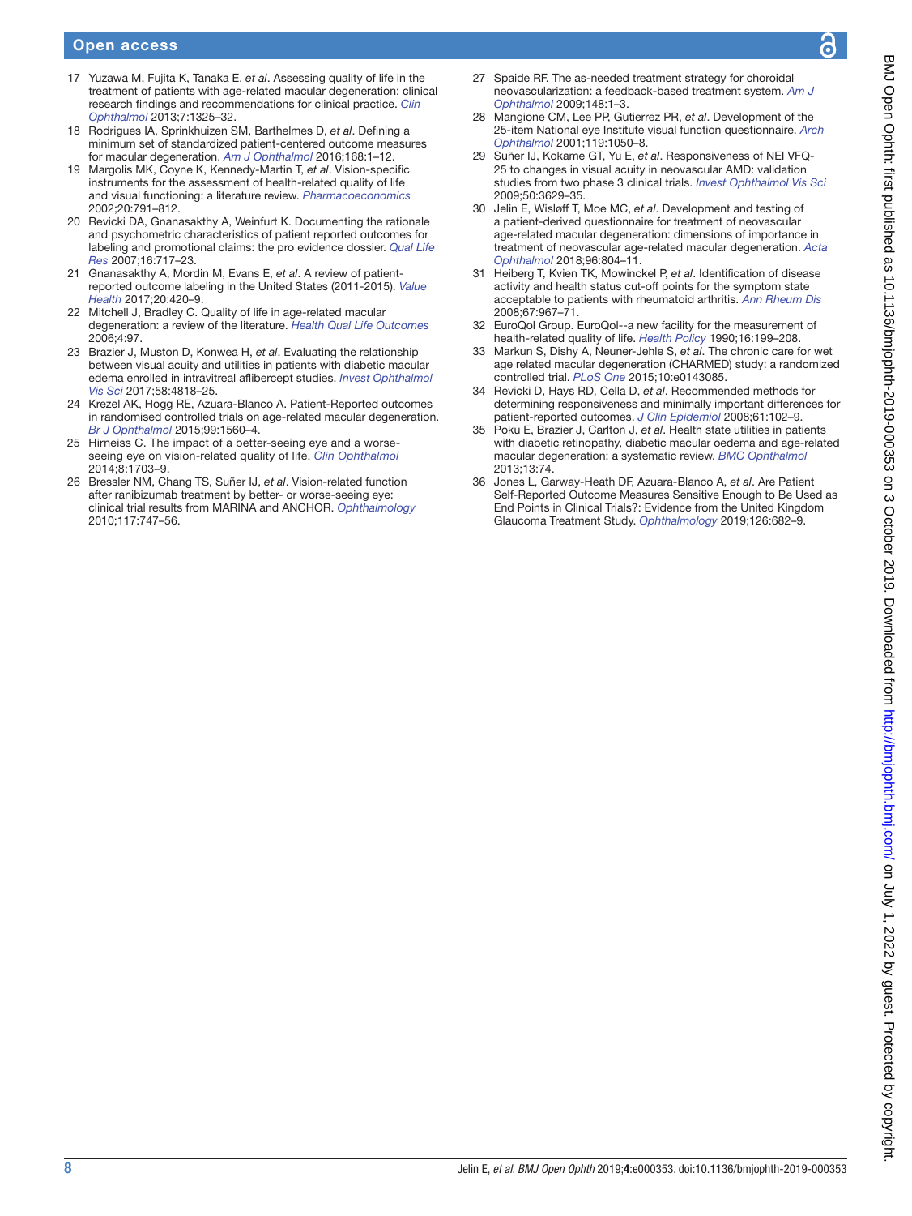17 Yuzawa M, Fujita K, Tanaka E, *et al*. Assessing quality of life in the treatment of patients with age-related macular degeneration: clinical research findings and recommendations for clinical practice. *Clin Ophthalmol* 2013;7:1325–32.
18 Rodrigues IA, Sprinkhuizen SM, Barthelmes D, *et al*. Defining a minimum set of standardized patient-centered outcome measures for macular degeneration. *Am J Ophthalmol* 2016;168:1–12.
19 Margolis MK, Coyne K, Kennedy-Martin T, *et al*. Vision-specific instruments for the assessment of health-related quality of life and visual functioning: a literature review. *Pharmacoeconomics* 2002;20:791–812.
20 Revicki DA, Gnanasakthy A, Weinfurt K. Documenting the rationale and psychometric characteristics of patient reported outcomes for labeling and promotional claims: the pro evidence dossier. *Qual Life Res* 2007;16:717–23.
21 Gnanasakthy A, Mordin M, Evans E, *et al*. A review of patient-reported outcome labeling in the United States (2011-2015). *Value Health* 2017;20:420–9.
22 Mitchell J, Bradley C. Quality of life in age-related macular degeneration: a review of the literature. *Health Qual Life Outcomes* 2006;4:97.
23 Brazier J, Muston D, Konwea H, *et al*. Evaluating the relationship between visual acuity and utilities in patients with diabetic macular edema enrolled in intravitreal aflibercept studies. *Invest Ophthalmol Vis Sci* 2017;58:4818–25.
24 Krezel AK, Hogg RE, Azuara-Blanco A. Patient-Reported outcomes in randomised controlled trials on age-related macular degeneration. *Br J Ophthalmol* 2015;99:1560–4.
25 Hirneiss C. The impact of a better-seeing eye and a worse-seeing eye on vision-related quality of life. *Clin Ophthalmol* 2014;8:1703–9.
26 Bressler NM, Chang TS, Suñer IJ, *et al*. Vision-related function after ranibizumab treatment by better- or worse-seeing eye: clinical trial results from MARINA and ANCHOR. *Ophthalmology* 2010;117:747–56.
27 Spaide RF. The as-needed treatment strategy for choroidal neovascularization: a feedback-based treatment system. *Am J Ophthalmol* 2009;148:1–3.
28 Mangione CM, Lee PP, Gutierrez PR, *et al*. Development of the 25-item National eye Institute visual function questionnaire. *Arch Ophthalmol* 2001;119:1050–8.
29 Suñer IJ, Kokame GT, Yu E, *et al*. Responsiveness of NEI VFQ-25 to changes in visual acuity in neovascular AMD: validation studies from two phase 3 clinical trials. *Invest Ophthalmol Vis Sci* 2009;50:3629–35.
30 Jelin E, Wisløff T, Moe MC, *et al*. Development and testing of a patient-derived questionnaire for treatment of neovascular age-related macular degeneration: dimensions of importance in treatment of neovascular age-related macular degeneration. *Acta Ophthalmol* 2018;96:804–11.
31 Heiberg T, Kvien TK, Mowinckel P, *et al*. Identification of disease activity and health status cut-off points for the symptom state acceptable to patients with rheumatoid arthritis. *Ann Rheum Dis* 2008;67:967–71.
32 EuroQol Group. EuroQol--a new facility for the measurement of health-related quality of life. *Health Policy* 1990;16:199–208.
33 Markun S, Dishy A, Neuner-Jehle S, *et al*. The chronic care for wet age related macular degeneration (CHARMED) study: a randomized controlled trial. *PLoS One* 2015;10:e0143085.
34 Revicki D, Hays RD, Cella D, *et al*. Recommended methods for determining responsiveness and minimally important differences for patient-reported outcomes. *J Clin Epidemiol* 2008;61:102–9.
35 Poku E, Brazier J, Carlton J, *et al*. Health state utilities in patients with diabetic retinopathy, diabetic macular oedema and age-related macular degeneration: a systematic review. *BMC Ophthalmol* 2013;13:74.
36 Jones L, Garway-Heath DF, Azuara-Blanco A, *et al*. Are Patient Self-Reported Outcome Measures Sensitive Enough to Be Used as End Points in Clinical Trials?: Evidence from the United Kingdom Glaucoma Treatment Study. *Ophthalmology* 2019;126:682–9.